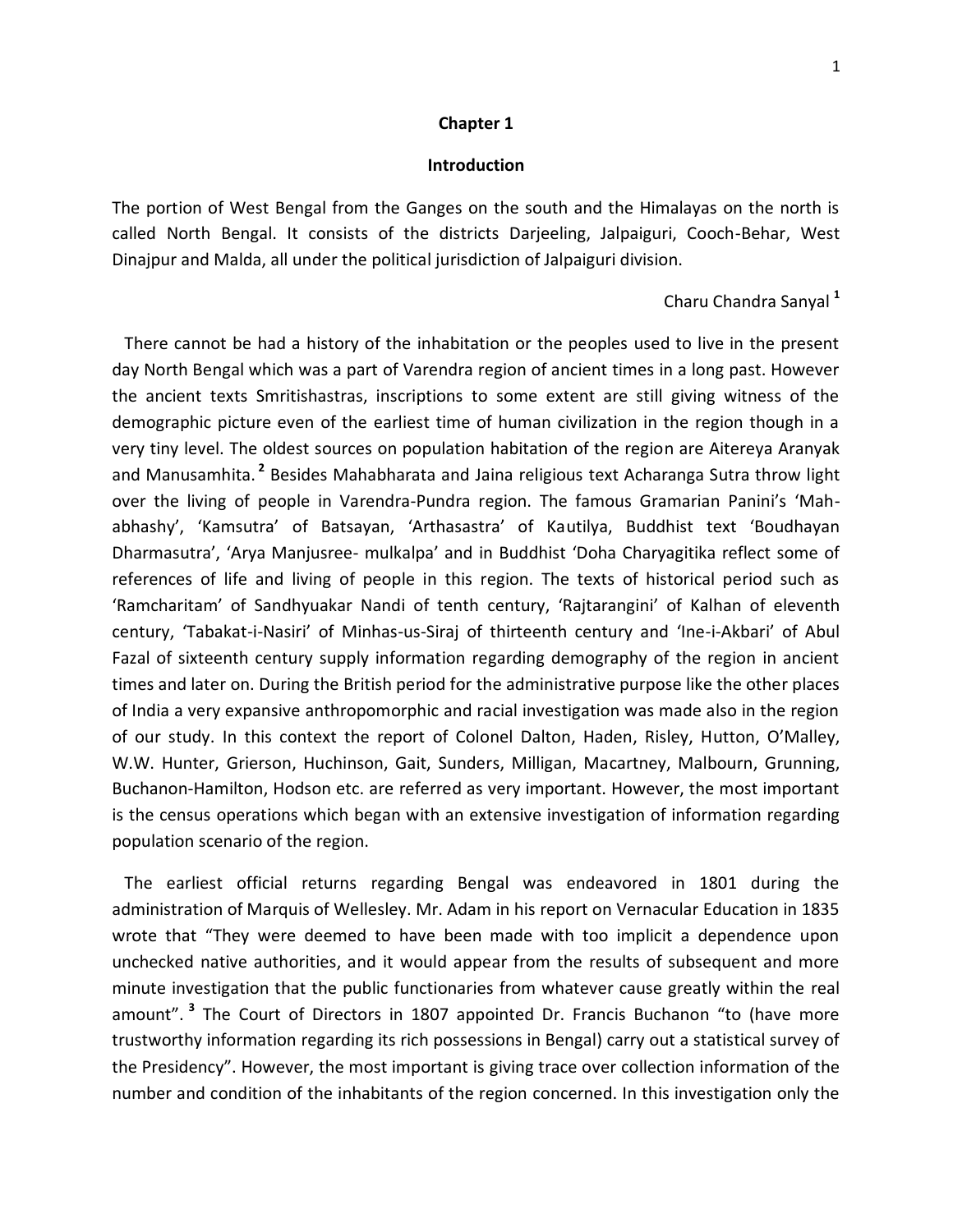# Chapter 1

## Introduction

The portion of West Bengal from the Ganges on the south and the Himalayas on the north is called North Bengal. It consists of the districts Darjeeling, Jalpaiguri, Cooch-Behar, West Dinajpur and Malda, all under the political jurisdiction of Jalpaiguri division.

Charu Chandra Sanyal [1]

There cannot be had a history of the inhabitation or the peoples used to live in the present day North Bengal which was a part of Varendra region of ancient times in a long past. However the ancient texts Smritishastras, inscriptions to some extent are still giving witness of the demographic picture even of the earliest time of human civilization in the region though in a very tiny level. The oldest sources on population habitation of the region are Aitereya Aranyak and Manusamhita. [2] Besides Mahabharata and Jaina religious text Acharanga Sutra throw light over the living of people in Varendra-Pundra region. The famous Gramarian Panini's 'Mah-abhashy', 'Kamsutra' of Batsayan, 'Arthasastra' of Kautilya, Buddhist text 'Boudhayan Dharmasutra', 'Arya Manjusree- mulkalpa' and in Buddhist 'Doha Charyagitika reflect some of references of life and living of people in this region. The texts of historical period such as 'Ramcharitam' of Sandhyuakar Nandi of tenth century, 'Rajtarangini' of Kalhan of eleventh century, 'Tabakat-i-Nasiri' of Minhas-us-Siraj of thirteenth century and 'Ine-i-Akbari' of Abul Fazal of sixteenth century supply information regarding demography of the region in ancient times and later on. During the British period for the administrative purpose like the other places of India a very expansive anthropomorphic and racial investigation was made also in the region of our study. In this context the report of Colonel Dalton, Haden, Risley, Hutton, O'Malley, W.W. Hunter, Grierson, Huchinson, Gait, Sunders, Milligan, Macartney, Malbourn, Grunning, Buchanon-Hamilton, Hodson etc. are referred as very important. However, the most important is the census operations which began with an extensive investigation of information regarding population scenario of the region.

The earliest official returns regarding Bengal was endeavored in 1801 during the administration of Marquis of Wellesley. Mr. Adam in his report on Vernacular Education in 1835 wrote that "They were deemed to have been made with too implicit a dependence upon unchecked native authorities, and it would appear from the results of subsequent and more minute investigation that the public functionaries from whatever cause greatly within the real amount". [3] The Court of Directors in 1807 appointed Dr. Francis Buchanon "to (have more trustworthy information regarding its rich possessions in Bengal) carry out a statistical survey of the Presidency". However, the most important is giving trace over collection information of the number and condition of the inhabitants of the region concerned. In this investigation only the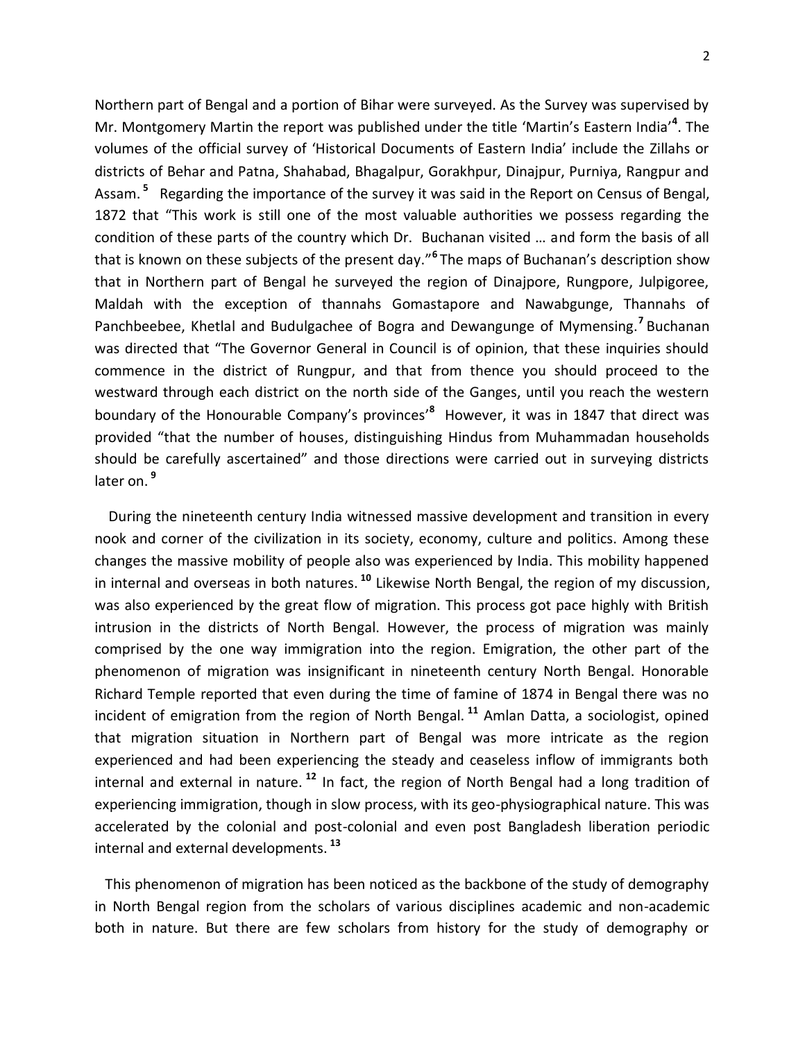Northern part of Bengal and a portion of Bihar were surveyed. As the Survey was supervised by Mr. Montgomery Martin the report was published under the title 'Martin's Eastern India'[4]. The volumes of the official survey of 'Historical Documents of Eastern India' include the Zillahs or districts of Behar and Patna, Shahabad, Bhagalpur, Gorakhpur, Dinajpur, Purniya, Rangpur and Assam.[5] Regarding the importance of the survey it was said in the Report on Census of Bengal, 1872 that "This work is still one of the most valuable authorities we possess regarding the condition of these parts of the country which Dr. Buchanan visited … and form the basis of all that is known on these subjects of the present day."[6] The maps of Buchanan's description show that in Northern part of Bengal he surveyed the region of Dinajpore, Rungpore, Julpigoree, Maldah with the exception of thannahs Gomastapore and Nawabgunge, Thannahs of Panchbeebee, Khetlal and Budulgachee of Bogra and Dewangunge of Mymensing.[7] Buchanan was directed that "The Governor General in Council is of opinion, that these inquiries should commence in the district of Rungpur, and that from thence you should proceed to the westward through each district on the north side of the Ganges, until you reach the western boundary of the Honourable Company's provinces'[8] However, it was in 1847 that direct was provided "that the number of houses, distinguishing Hindus from Muhammadan households should be carefully ascertained" and those directions were carried out in surveying districts later on.[9]

During the nineteenth century India witnessed massive development and transition in every nook and corner of the civilization in its society, economy, culture and politics. Among these changes the massive mobility of people also was experienced by India. This mobility happened in internal and overseas in both natures.[10] Likewise North Bengal, the region of my discussion, was also experienced by the great flow of migration. This process got pace highly with British intrusion in the districts of North Bengal. However, the process of migration was mainly comprised by the one way immigration into the region. Emigration, the other part of the phenomenon of migration was insignificant in nineteenth century North Bengal. Honorable Richard Temple reported that even during the time of famine of 1874 in Bengal there was no incident of emigration from the region of North Bengal.[11] Amlan Datta, a sociologist, opined that migration situation in Northern part of Bengal was more intricate as the region experienced and had been experiencing the steady and ceaseless inflow of immigrants both internal and external in nature.[12] In fact, the region of North Bengal had a long tradition of experiencing immigration, though in slow process, with its geo-physiographical nature. This was accelerated by the colonial and post-colonial and even post Bangladesh liberation periodic internal and external developments.[13]

This phenomenon of migration has been noticed as the backbone of the study of demography in North Bengal region from the scholars of various disciplines academic and non-academic both in nature. But there are few scholars from history for the study of demography or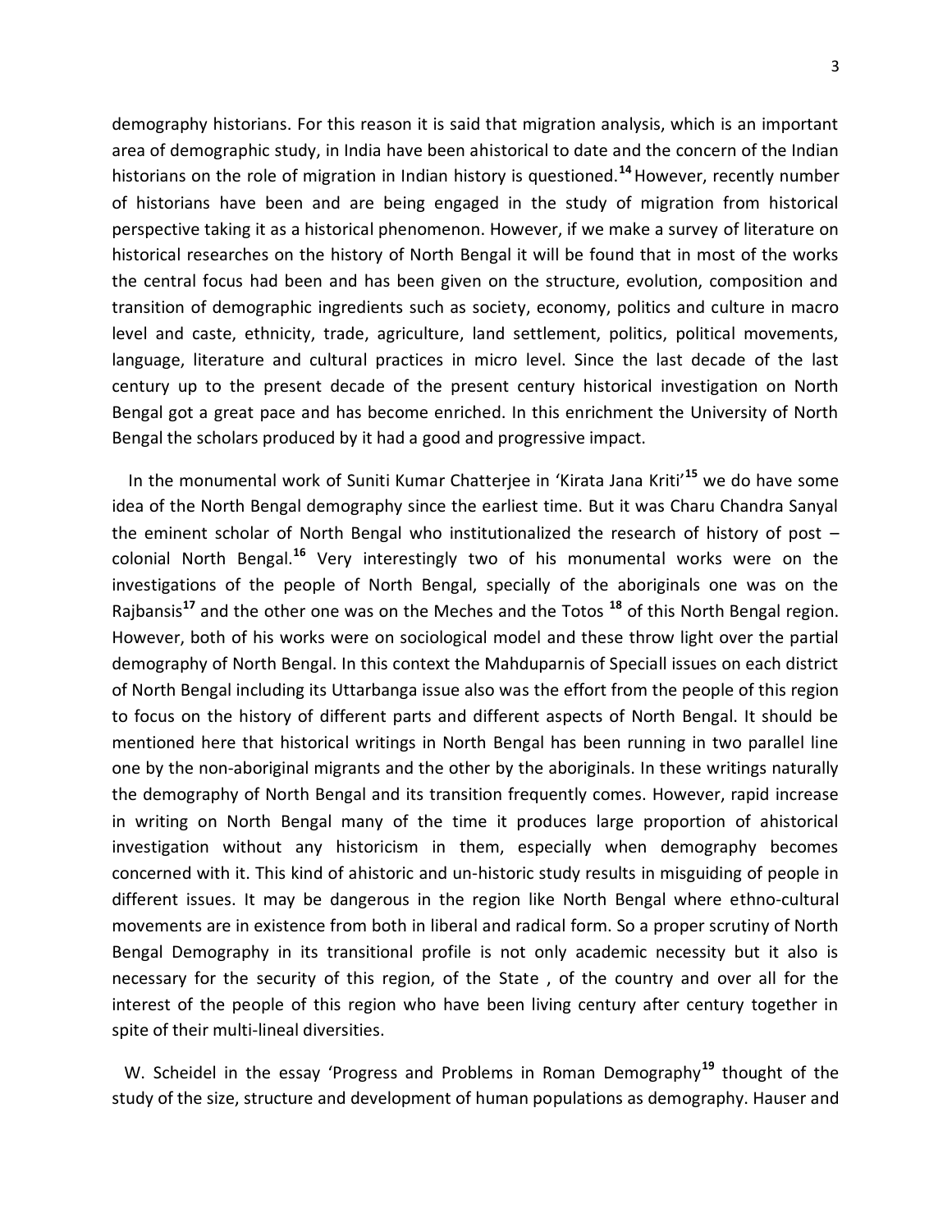demography historians. For this reason it is said that migration analysis, which is an important area of demographic study, in India have been ahistorical to date and the concern of the Indian historians on the role of migration in Indian history is questioned.[14] However, recently number of historians have been and are being engaged in the study of migration from historical perspective taking it as a historical phenomenon. However, if we make a survey of literature on historical researches on the history of North Bengal it will be found that in most of the works the central focus had been and has been given on the structure, evolution, composition and transition of demographic ingredients such as society, economy, politics and culture in macro level and caste, ethnicity, trade, agriculture, land settlement, politics, political movements, language, literature and cultural practices in micro level. Since the last decade of the last century up to the present decade of the present century historical investigation on North Bengal got a great pace and has become enriched. In this enrichment the University of North Bengal the scholars produced by it had a good and progressive impact.

In the monumental work of Suniti Kumar Chatterjee in 'Kirata Jana Kriti'[15] we do have some idea of the North Bengal demography since the earliest time. But it was Charu Chandra Sanyal the eminent scholar of North Bengal who institutionalized the research of history of post – colonial North Bengal.[16] Very interestingly two of his monumental works were on the investigations of the people of North Bengal, specially of the aboriginals one was on the Rajbansis[17] and the other one was on the Meches and the Totos [18] of this North Bengal region. However, both of his works were on sociological model and these throw light over the partial demography of North Bengal. In this context the Mahduparnis of Speciall issues on each district of North Bengal including its Uttarbanga issue also was the effort from the people of this region to focus on the history of different parts and different aspects of North Bengal. It should be mentioned here that historical writings in North Bengal has been running in two parallel line one by the non-aboriginal migrants and the other by the aboriginals. In these writings naturally the demography of North Bengal and its transition frequently comes. However, rapid increase in writing on North Bengal many of the time it produces large proportion of ahistorical investigation without any historicism in them, especially when demography becomes concerned with it. This kind of ahistoric and un-historic study results in misguiding of people in different issues. It may be dangerous in the region like North Bengal where ethno-cultural movements are in existence from both in liberal and radical form. So a proper scrutiny of North Bengal Demography in its transitional profile is not only academic necessity but it also is necessary for the security of this region, of the State , of the country and over all for the interest of the people of this region who have been living century after century together in spite of their multi-lineal diversities.

W. Scheidel in the essay 'Progress and Problems in Roman Demography[19] thought of the study of the size, structure and development of human populations as demography. Hauser and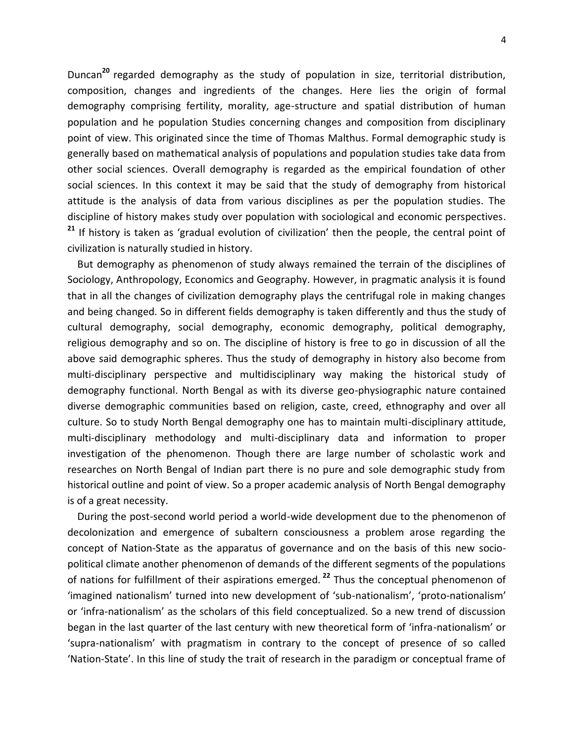Duncan[20] regarded demography as the study of population in size, territorial distribution, composition, changes and ingredients of the changes. Here lies the origin of formal demography comprising fertility, morality, age-structure and spatial distribution of human population and he population Studies concerning changes and composition from disciplinary point of view. This originated since the time of Thomas Malthus. Formal demographic study is generally based on mathematical analysis of populations and population studies take data from other social sciences. Overall demography is regarded as the empirical foundation of other social sciences. In this context it may be said that the study of demography from historical attitude is the analysis of data from various disciplines as per the population studies. The discipline of history makes study over population with sociological and economic perspectives. [21] If history is taken as 'gradual evolution of civilization' then the people, the central point of civilization is naturally studied in history.

But demography as phenomenon of study always remained the terrain of the disciplines of Sociology, Anthropology, Economics and Geography. However, in pragmatic analysis it is found that in all the changes of civilization demography plays the centrifugal role in making changes and being changed. So in different fields demography is taken differently and thus the study of cultural demography, social demography, economic demography, political demography, religious demography and so on. The discipline of history is free to go in discussion of all the above said demographic spheres. Thus the study of demography in history also become from multi-disciplinary perspective and multidisciplinary way making the historical study of demography functional. North Bengal as with its diverse geo-physiographic nature contained diverse demographic communities based on religion, caste, creed, ethnography and over all culture. So to study North Bengal demography one has to maintain multi-disciplinary attitude, multi-disciplinary methodology and multi-disciplinary data and information to proper investigation of the phenomenon. Though there are large number of scholastic work and researches on North Bengal of Indian part there is no pure and sole demographic study from historical outline and point of view. So a proper academic analysis of North Bengal demography is of a great necessity.

During the post-second world period a world-wide development due to the phenomenon of decolonization and emergence of subaltern consciousness a problem arose regarding the concept of Nation-State as the apparatus of governance and on the basis of this new socio-political climate another phenomenon of demands of the different segments of the populations of nations for fulfillment of their aspirations emerged. [22] Thus the conceptual phenomenon of 'imagined nationalism' turned into new development of 'sub-nationalism', 'proto-nationalism' or 'infra-nationalism' as the scholars of this field conceptualized. So a new trend of discussion began in the last quarter of the last century with new theoretical form of 'infra-nationalism' or 'supra-nationalism' with pragmatism in contrary to the concept of presence of so called 'Nation-State'. In this line of study the trait of research in the paradigm or conceptual frame of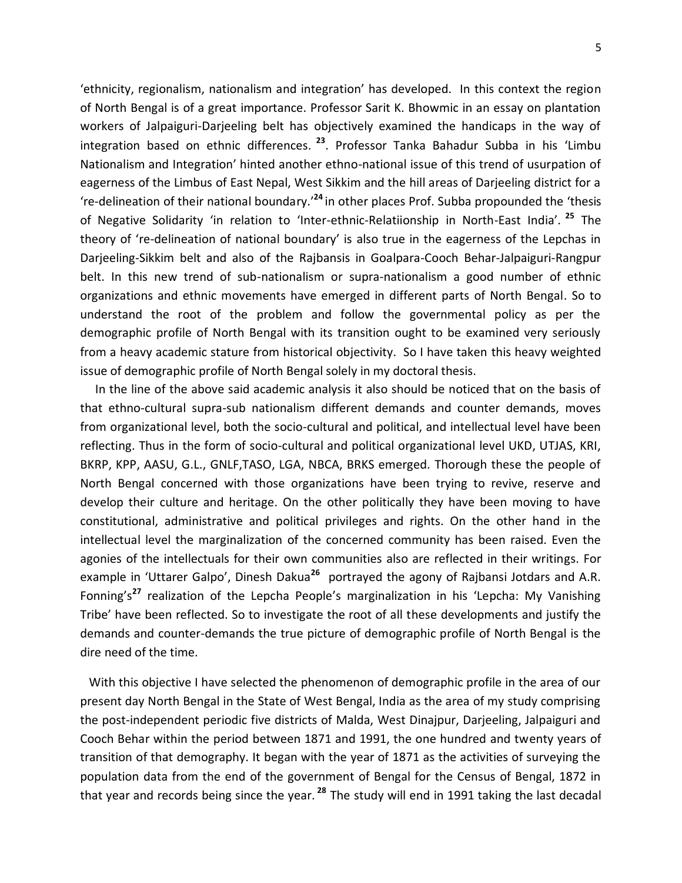'ethnicity, regionalism, nationalism and integration' has developed. In this context the region of North Bengal is of a great importance. Professor Sarit K. Bhowmic in an essay on plantation workers of Jalpaiguri-Darjeeling belt has objectively examined the handicaps in the way of integration based on ethnic differences. [23]. Professor Tanka Bahadur Subba in his 'Limbu Nationalism and Integration' hinted another ethno-national issue of this trend of usurpation of eagerness of the Limbus of East Nepal, West Sikkim and the hill areas of Darjeeling district for a 're-delineation of their national boundary.'[24] in other places Prof. Subba propounded the 'thesis of Negative Solidarity 'in relation to 'Inter-ethnic-Relatiionship in North-East India'. [25] The theory of 're-delineation of national boundary' is also true in the eagerness of the Lepchas in Darjeeling-Sikkim belt and also of the Rajbansis in Goalpara-Cooch Behar-Jalpaiguri-Rangpur belt. In this new trend of sub-nationalism or supra-nationalism a good number of ethnic organizations and ethnic movements have emerged in different parts of North Bengal. So to understand the root of the problem and follow the governmental policy as per the demographic profile of North Bengal with its transition ought to be examined very seriously from a heavy academic stature from historical objectivity. So I have taken this heavy weighted issue of demographic profile of North Bengal solely in my doctoral thesis.

In the line of the above said academic analysis it also should be noticed that on the basis of that ethno-cultural supra-sub nationalism different demands and counter demands, moves from organizational level, both the socio-cultural and political, and intellectual level have been reflecting. Thus in the form of socio-cultural and political organizational level UKD, UTJAS, KRI, BKRP, KPP, AASU, G.L., GNLF,TASO, LGA, NBCA, BRKS emerged. Thorough these the people of North Bengal concerned with those organizations have been trying to revive, reserve and develop their culture and heritage. On the other politically they have been moving to have constitutional, administrative and political privileges and rights. On the other hand in the intellectual level the marginalization of the concerned community has been raised. Even the agonies of the intellectuals for their own communities also are reflected in their writings. For example in 'Uttarer Galpo', Dinesh Dakua[26] portrayed the agony of Rajbansi Jotdars and A.R. Fonning's[27] realization of the Lepcha People's marginalization in his 'Lepcha: My Vanishing Tribe' have been reflected. So to investigate the root of all these developments and justify the demands and counter-demands the true picture of demographic profile of North Bengal is the dire need of the time.

With this objective I have selected the phenomenon of demographic profile in the area of our present day North Bengal in the State of West Bengal, India as the area of my study comprising the post-independent periodic five districts of Malda, West Dinajpur, Darjeeling, Jalpaiguri and Cooch Behar within the period between 1871 and 1991, the one hundred and twenty years of transition of that demography. It began with the year of 1871 as the activities of surveying the population data from the end of the government of Bengal for the Census of Bengal, 1872 in that year and records being since the year. [28] The study will end in 1991 taking the last decadal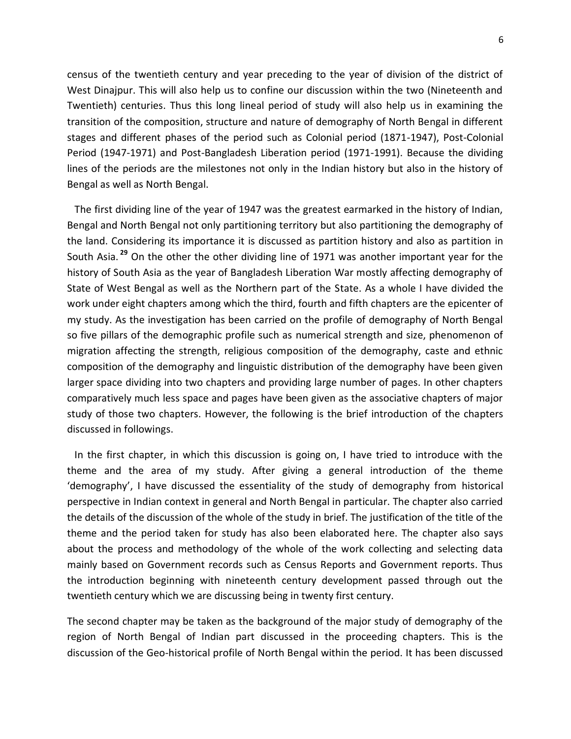census of the twentieth century and year preceding to the year of division of the district of West Dinajpur. This will also help us to confine our discussion within the two (Nineteenth and Twentieth) centuries. Thus this long lineal period of study will also help us in examining the transition of the composition, structure and nature of demography of North Bengal in different stages and different phases of the period such as Colonial period (1871-1947), Post-Colonial Period (1947-1971) and Post-Bangladesh Liberation period (1971-1991). Because the dividing lines of the periods are the milestones not only in the Indian history but also in the history of Bengal as well as North Bengal.

The first dividing line of the year of 1947 was the greatest earmarked in the history of Indian, Bengal and North Bengal not only partitioning territory but also partitioning the demography of the land. Considering its importance it is discussed as partition history and also as partition in South Asia.[29] On the other the other dividing line of 1971 was another important year for the history of South Asia as the year of Bangladesh Liberation War mostly affecting demography of State of West Bengal as well as the Northern part of the State. As a whole I have divided the work under eight chapters among which the third, fourth and fifth chapters are the epicenter of my study. As the investigation has been carried on the profile of demography of North Bengal so five pillars of the demographic profile such as numerical strength and size, phenomenon of migration affecting the strength, religious composition of the demography, caste and ethnic composition of the demography and linguistic distribution of the demography have been given larger space dividing into two chapters and providing large number of pages. In other chapters comparatively much less space and pages have been given as the associative chapters of major study of those two chapters. However, the following is the brief introduction of the chapters discussed in followings.

In the first chapter, in which this discussion is going on, I have tried to introduce with the theme and the area of my study. After giving a general introduction of the theme 'demography', I have discussed the essentiality of the study of demography from historical perspective in Indian context in general and North Bengal in particular. The chapter also carried the details of the discussion of the whole of the study in brief. The justification of the title of the theme and the period taken for study has also been elaborated here. The chapter also says about the process and methodology of the whole of the work collecting and selecting data mainly based on Government records such as Census Reports and Government reports. Thus the introduction beginning with nineteenth century development passed through out the twentieth century which we are discussing being in twenty first century.

The second chapter may be taken as the background of the major study of demography of the region of North Bengal of Indian part discussed in the proceeding chapters. This is the discussion of the Geo-historical profile of North Bengal within the period. It has been discussed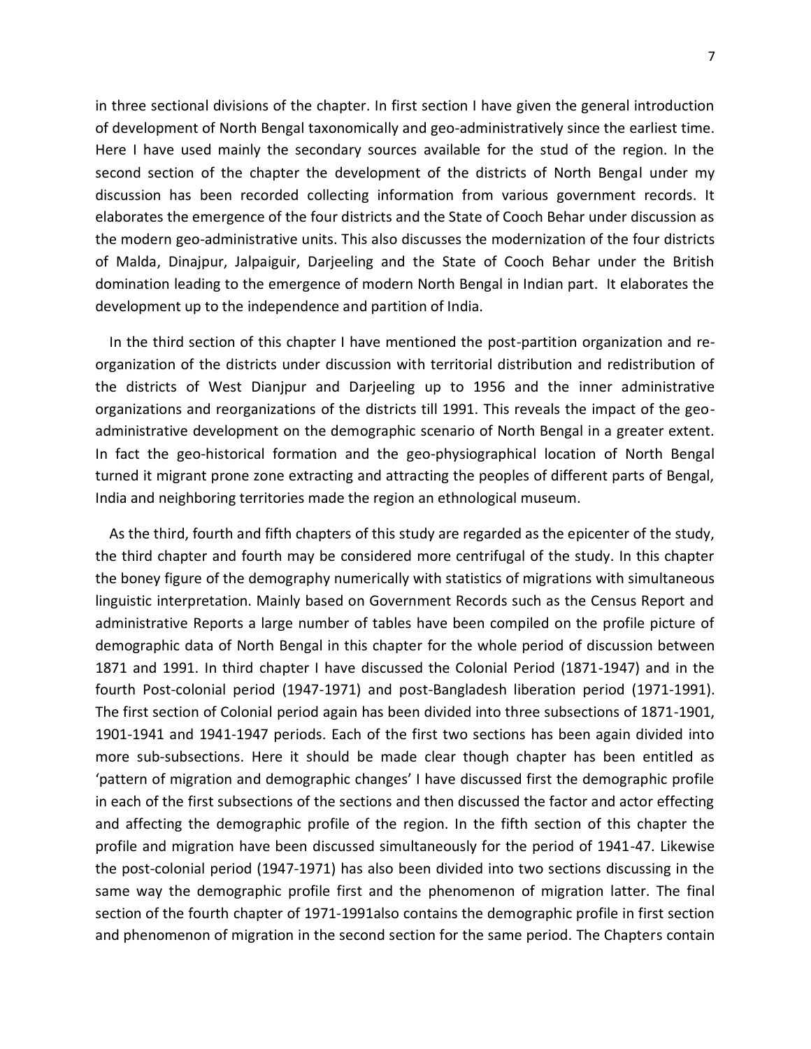in three sectional divisions of the chapter. In first section I have given the general introduction of development of North Bengal taxonomically and geo-administratively since the earliest time. Here I have used mainly the secondary sources available for the stud of the region. In the second section of the chapter the development of the districts of North Bengal under my discussion has been recorded collecting information from various government records. It elaborates the emergence of the four districts and the State of Cooch Behar under discussion as the modern geo-administrative units. This also discusses the modernization of the four districts of Malda, Dinajpur, Jalpaiguir, Darjeeling and the State of Cooch Behar under the British domination leading to the emergence of modern North Bengal in Indian part. It elaborates the development up to the independence and partition of India.

In the third section of this chapter I have mentioned the post-partition organization and re-organization of the districts under discussion with territorial distribution and redistribution of the districts of West Dianjpur and Darjeeling up to 1956 and the inner administrative organizations and reorganizations of the districts till 1991. This reveals the impact of the geo-administrative development on the demographic scenario of North Bengal in a greater extent. In fact the geo-historical formation and the geo-physiographical location of North Bengal turned it migrant prone zone extracting and attracting the peoples of different parts of Bengal, India and neighboring territories made the region an ethnological museum.

As the third, fourth and fifth chapters of this study are regarded as the epicenter of the study, the third chapter and fourth may be considered more centrifugal of the study. In this chapter the boney figure of the demography numerically with statistics of migrations with simultaneous linguistic interpretation. Mainly based on Government Records such as the Census Report and administrative Reports a large number of tables have been compiled on the profile picture of demographic data of North Bengal in this chapter for the whole period of discussion between 1871 and 1991. In third chapter I have discussed the Colonial Period (1871-1947) and in the fourth Post-colonial period (1947-1971) and post-Bangladesh liberation period (1971-1991). The first section of Colonial period again has been divided into three subsections of 1871-1901, 1901-1941 and 1941-1947 periods. Each of the first two sections has been again divided into more sub-subsections. Here it should be made clear though chapter has been entitled as 'pattern of migration and demographic changes' I have discussed first the demographic profile in each of the first subsections of the sections and then discussed the factor and actor effecting and affecting the demographic profile of the region. In the fifth section of this chapter the profile and migration have been discussed simultaneously for the period of 1941-47. Likewise the post-colonial period (1947-1971) has also been divided into two sections discussing in the same way the demographic profile first and the phenomenon of migration latter. The final section of the fourth chapter of 1971-1991also contains the demographic profile in first section and phenomenon of migration in the second section for the same period. The Chapters contain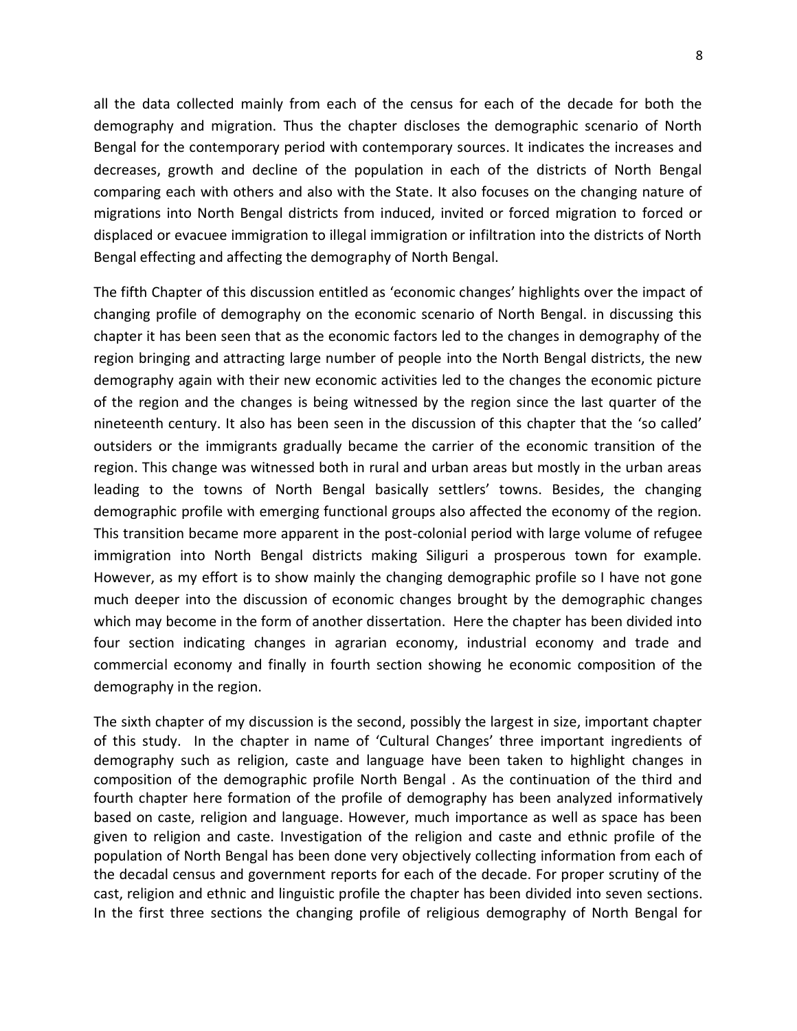all the data collected mainly from each of the census for each of the decade for both the demography and migration. Thus the chapter discloses the demographic scenario of North Bengal for the contemporary period with contemporary sources. It indicates the increases and decreases, growth and decline of the population in each of the districts of North Bengal comparing each with others and also with the State. It also focuses on the changing nature of migrations into North Bengal districts from induced, invited or forced migration to forced or displaced or evacuee immigration to illegal immigration or infiltration into the districts of North Bengal effecting and affecting the demography of North Bengal.

The fifth Chapter of this discussion entitled as 'economic changes' highlights over the impact of changing profile of demography on the economic scenario of North Bengal. in discussing this chapter it has been seen that as the economic factors led to the changes in demography of the region bringing and attracting large number of people into the North Bengal districts, the new demography again with their new economic activities led to the changes the economic picture of the region and the changes is being witnessed by the region since the last quarter of the nineteenth century. It also has been seen in the discussion of this chapter that the 'so called' outsiders or the immigrants gradually became the carrier of the economic transition of the region. This change was witnessed both in rural and urban areas but mostly in the urban areas leading to the towns of North Bengal basically settlers' towns. Besides, the changing demographic profile with emerging functional groups also affected the economy of the region. This transition became more apparent in the post-colonial period with large volume of refugee immigration into North Bengal districts making Siliguri a prosperous town for example. However, as my effort is to show mainly the changing demographic profile so I have not gone much deeper into the discussion of economic changes brought by the demographic changes which may become in the form of another dissertation. Here the chapter has been divided into four section indicating changes in agrarian economy, industrial economy and trade and commercial economy and finally in fourth section showing he economic composition of the demography in the region.

The sixth chapter of my discussion is the second, possibly the largest in size, important chapter of this study. In the chapter in name of 'Cultural Changes' three important ingredients of demography such as religion, caste and language have been taken to highlight changes in composition of the demographic profile North Bengal . As the continuation of the third and fourth chapter here formation of the profile of demography has been analyzed informatively based on caste, religion and language. However, much importance as well as space has been given to religion and caste. Investigation of the religion and caste and ethnic profile of the population of North Bengal has been done very objectively collecting information from each of the decadal census and government reports for each of the decade. For proper scrutiny of the cast, religion and ethnic and linguistic profile the chapter has been divided into seven sections. In the first three sections the changing profile of religious demography of North Bengal for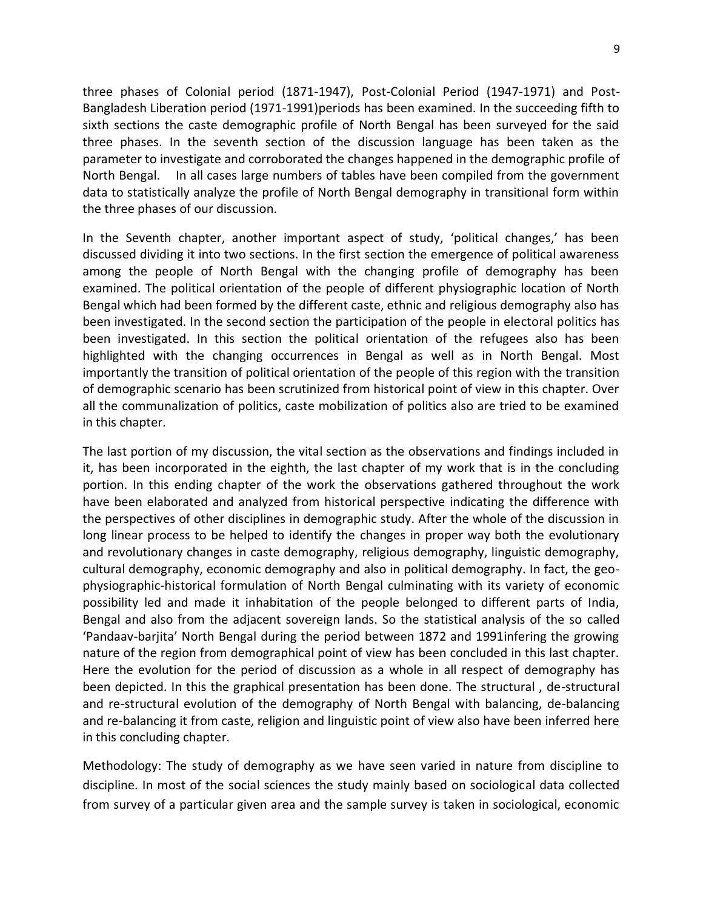three phases of Colonial period (1871-1947), Post-Colonial Period (1947-1971) and Post-Bangladesh Liberation period (1971-1991)periods has been examined. In the succeeding fifth to sixth sections the caste demographic profile of North Bengal has been surveyed for the said three phases. In the seventh section of the discussion language has been taken as the parameter to investigate and corroborated the changes happened in the demographic profile of North Bengal.    In all cases large numbers of tables have been compiled from the government data to statistically analyze the profile of North Bengal demography in transitional form within the three phases of our discussion.

In the Seventh chapter, another important aspect of study, 'political changes,' has been discussed dividing it into two sections. In the first section the emergence of political awareness among the people of North Bengal with the changing profile of demography has been examined. The political orientation of the people of different physiographic location of North Bengal which had been formed by the different caste, ethnic and religious demography also has been investigated. In the second section the participation of the people in electoral politics has been investigated. In this section the political orientation of the refugees also has been highlighted with the changing occurrences in Bengal as well as in North Bengal. Most importantly the transition of political orientation of the people of this region with the transition of demographic scenario has been scrutinized from historical point of view in this chapter. Over all the communalization of politics, caste mobilization of politics also are tried to be examined in this chapter.

The last portion of my discussion, the vital section as the observations and findings included in it, has been incorporated in the eighth, the last chapter of my work that is in the concluding portion. In this ending chapter of the work the observations gathered throughout the work have been elaborated and analyzed from historical perspective indicating the difference with the perspectives of other disciplines in demographic study. After the whole of the discussion in long linear process to be helped to identify the changes in proper way both the evolutionary and revolutionary changes in caste demography, religious demography, linguistic demography, cultural demography, economic demography and also in political demography. In fact, the geo-physiographic-historical formulation of North Bengal culminating with its variety of economic possibility led and made it inhabitation of the people belonged to different parts of India, Bengal and also from the adjacent sovereign lands. So the statistical analysis of the so called 'Pandaav-barjita' North Bengal during the period between 1872 and 1991infering the growing nature of the region from demographical point of view has been concluded in this last chapter. Here the evolution for the period of discussion as a whole in all respect of demography has been depicted. In this the graphical presentation has been done. The structural , de-structural and re-structural evolution of the demography of North Bengal with balancing, de-balancing and re-balancing it from caste, religion and linguistic point of view also have been inferred here in this concluding chapter.

Methodology: The study of demography as we have seen varied in nature from discipline to discipline. In most of the social sciences the study mainly based on sociological data collected from survey of a particular given area and the sample survey is taken in sociological, economic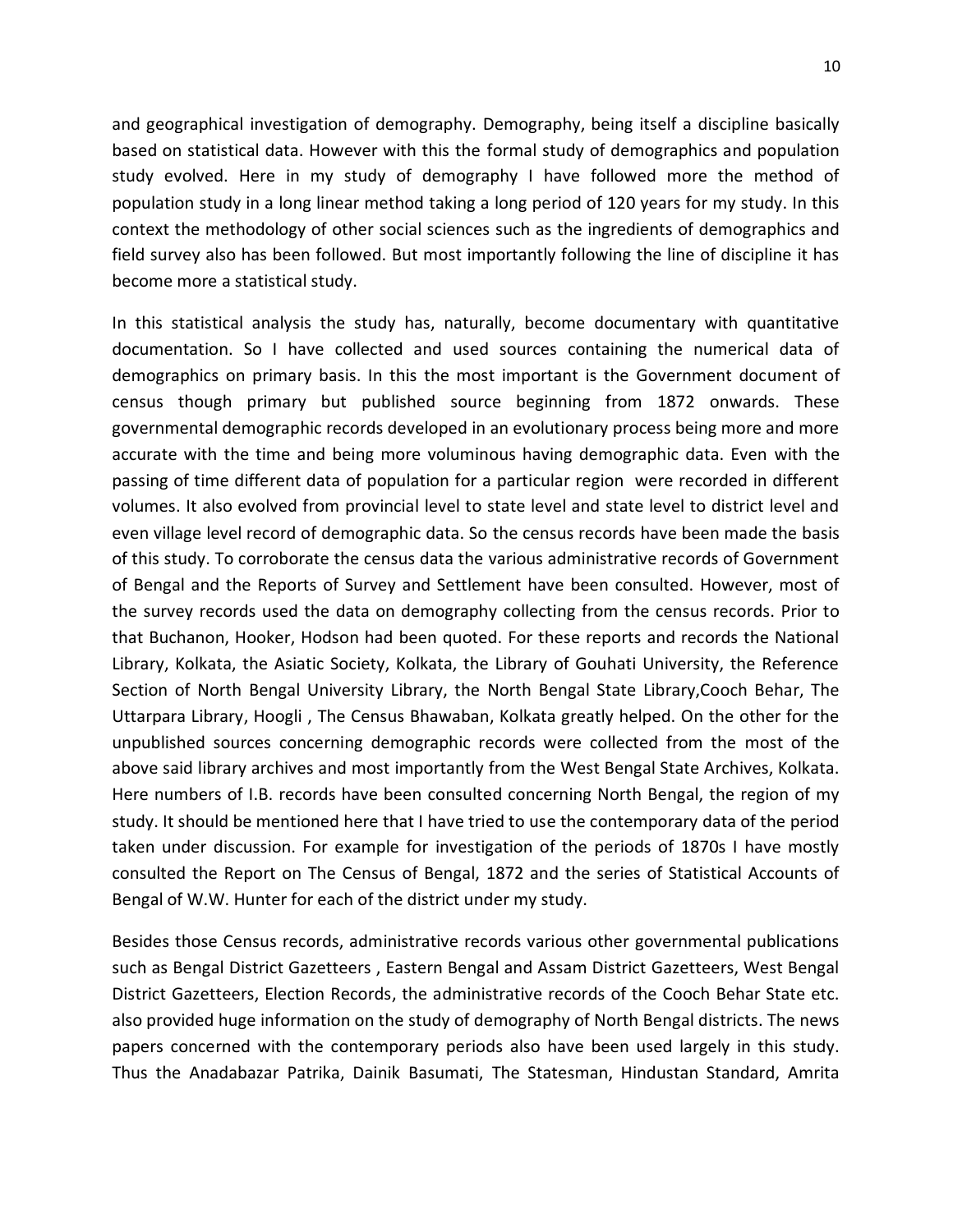and geographical investigation of demography. Demography, being itself a discipline basically based on statistical data. However with this the formal study of demographics and population study evolved. Here in my study of demography I have followed more the method of population study in a long linear method taking a long period of 120 years for my study. In this context the methodology of other social sciences such as the ingredients of demographics and field survey also has been followed. But most importantly following the line of discipline it has become more a statistical study.

In this statistical analysis the study has, naturally, become documentary with quantitative documentation. So I have collected and used sources containing the numerical data of demographics on primary basis. In this the most important is the Government document of census though primary but published source beginning from 1872 onwards. These governmental demographic records developed in an evolutionary process being more and more accurate with the time and being more voluminous having demographic data. Even with the passing of time different data of population for a particular region were recorded in different volumes. It also evolved from provincial level to state level and state level to district level and even village level record of demographic data. So the census records have been made the basis of this study. To corroborate the census data the various administrative records of Government of Bengal and the Reports of Survey and Settlement have been consulted. However, most of the survey records used the data on demography collecting from the census records. Prior to that Buchanon, Hooker, Hodson had been quoted. For these reports and records the National Library, Kolkata, the Asiatic Society, Kolkata, the Library of Gouhati University, the Reference Section of North Bengal University Library, the North Bengal State Library,Cooch Behar, The Uttarpara Library, Hoogli , The Census Bhawaban, Kolkata greatly helped. On the other for the unpublished sources concerning demographic records were collected from the most of the above said library archives and most importantly from the West Bengal State Archives, Kolkata. Here numbers of I.B. records have been consulted concerning North Bengal, the region of my study. It should be mentioned here that I have tried to use the contemporary data of the period taken under discussion. For example for investigation of the periods of 1870s I have mostly consulted the Report on The Census of Bengal, 1872 and the series of Statistical Accounts of Bengal of W.W. Hunter for each of the district under my study.

Besides those Census records, administrative records various other governmental publications such as Bengal District Gazetteers , Eastern Bengal and Assam District Gazetteers, West Bengal District Gazetteers, Election Records, the administrative records of the Cooch Behar State etc. also provided huge information on the study of demography of North Bengal districts. The news papers concerned with the contemporary periods also have been used largely in this study. Thus the Anadabazar Patrika, Dainik Basumati, The Statesman, Hindustan Standard, Amrita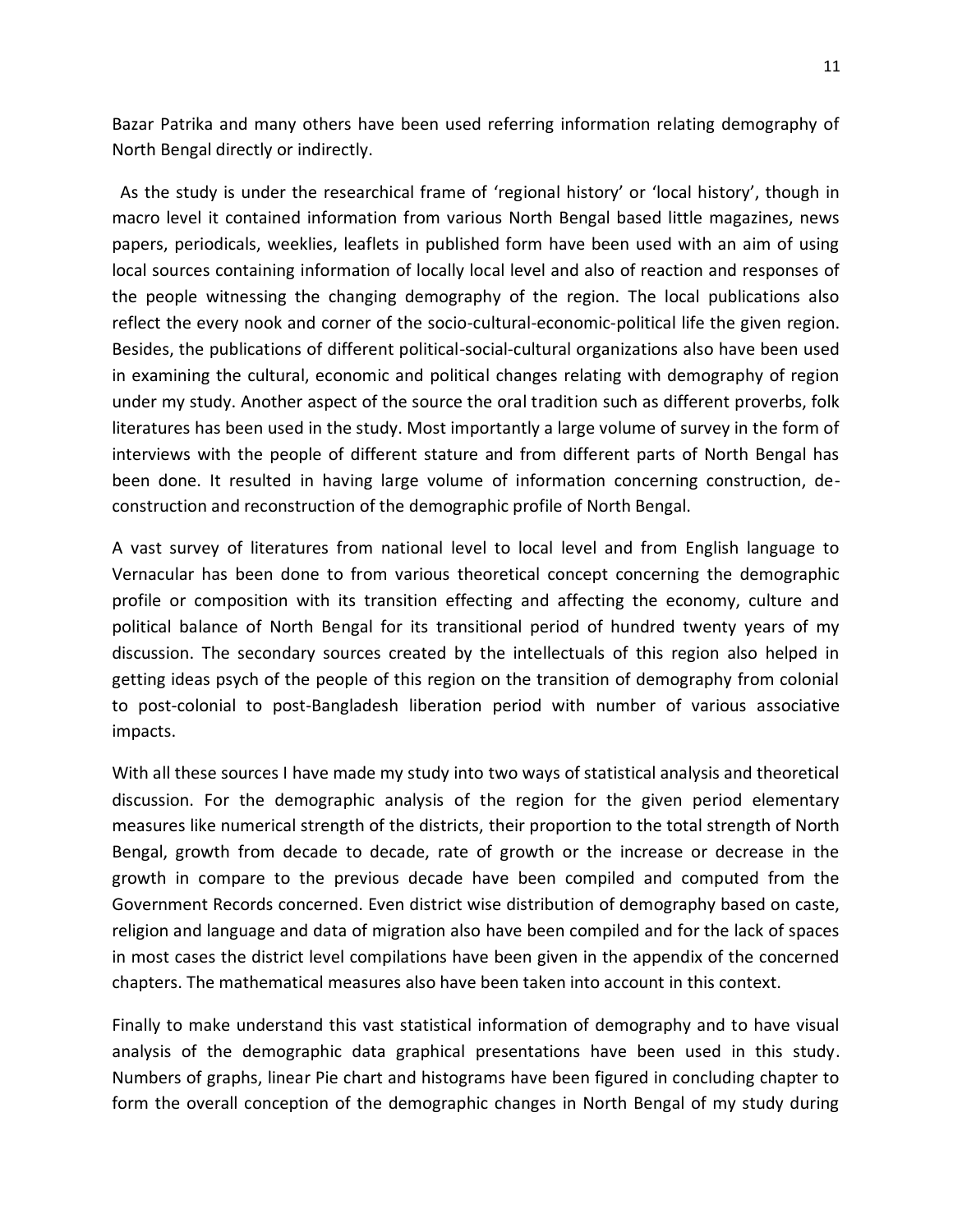Bazar Patrika and many others have been used referring information relating demography of North Bengal directly or indirectly.

As the study is under the researchical frame of 'regional history' or 'local history', though in macro level it contained information from various North Bengal based little magazines, news papers, periodicals, weeklies, leaflets in published form have been used with an aim of using local sources containing information of locally local level and also of reaction and responses of the people witnessing the changing demography of the region. The local publications also reflect the every nook and corner of the socio-cultural-economic-political life the given region. Besides, the publications of different political-social-cultural organizations also have been used in examining the cultural, economic and political changes relating with demography of region under my study. Another aspect of the source the oral tradition such as different proverbs, folk literatures has been used in the study. Most importantly a large volume of survey in the form of interviews with the people of different stature and from different parts of North Bengal has been done. It resulted in having large volume of information concerning construction, de-construction and reconstruction of the demographic profile of North Bengal.

A vast survey of literatures from national level to local level and from English language to Vernacular has been done to from various theoretical concept concerning the demographic profile or composition with its transition effecting and affecting the economy, culture and political balance of North Bengal for its transitional period of hundred twenty years of my discussion. The secondary sources created by the intellectuals of this region also helped in getting ideas psych of the people of this region on the transition of demography from colonial to post-colonial to post-Bangladesh liberation period with number of various associative impacts.

With all these sources I have made my study into two ways of statistical analysis and theoretical discussion. For the demographic analysis of the region for the given period elementary measures like numerical strength of the districts, their proportion to the total strength of North Bengal, growth from decade to decade, rate of growth or the increase or decrease in the growth in compare to the previous decade have been compiled and computed from the Government Records concerned. Even district wise distribution of demography based on caste, religion and language and data of migration also have been compiled and for the lack of spaces in most cases the district level compilations have been given in the appendix of the concerned chapters. The mathematical measures also have been taken into account in this context.

Finally to make understand this vast statistical information of demography and to have visual analysis of the demographic data graphical presentations have been used in this study. Numbers of graphs, linear Pie chart and histograms have been figured in concluding chapter to form the overall conception of the demographic changes in North Bengal of my study during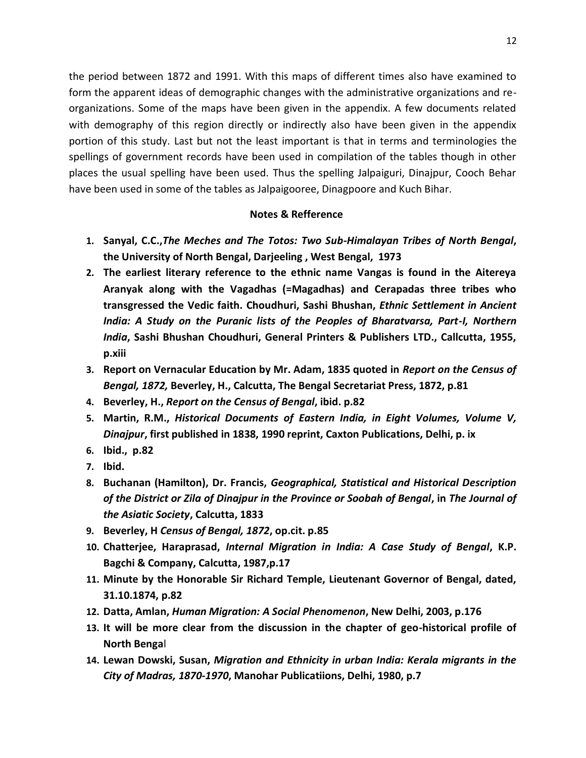the period between 1872 and 1991. With this maps of different times also have examined to form the apparent ideas of demographic changes with the administrative organizations and re-organizations. Some of the maps have been given in the appendix. A few documents related with demography of this region directly or indirectly also have been given in the appendix portion of this study. Last but not the least important is that in terms and terminologies the spellings of government records have been used in compilation of the tables though in other places the usual spelling have been used. Thus the spelling Jalpaiguri, Dinajpur, Cooch Behar have been used in some of the tables as Jalpaigooree, Dinagpoore and Kuch Bihar.

**Notes & Refference**

1. **Sanyal, C.C.,*The Meches and The Totos: Two Sub-Himalayan Tribes of North Bengal*, the University of North Bengal, Darjeeling , West Bengal, 1973**
2. **The earliest literary reference to the ethnic name Vangas is found in the Aitereya Aranyak along with the Vagadhas (=Magadhas) and Cerapadas three tribes who transgressed the Vedic faith. Choudhuri, Sashi Bhushan, *Ethnic Settlement in Ancient India: A Study on the Puranic lists of the Peoples of Bharatvarsa, Part-I, Northern India*, Sashi Bhushan Choudhuri, General Printers & Publishers LTD., Callcutta, 1955, p.xiii**
3. **Report on Vernacular Education by Mr. Adam, 1835 quoted in *Report on the Census of Bengal, 1872,* Beverley, H., Calcutta, The Bengal Secretariat Press, 1872, p.81**
4. **Beverley, H., *Report on the Census of Bengal*, ibid. p.82**
5. **Martin, R.M., *Historical Documents of Eastern India, in Eight Volumes, Volume V, Dinajpur*, first published in 1838, 1990 reprint, Caxton Publications, Delhi, p. ix**
6. **Ibid., p.82**
7. **Ibid.**
8. **Buchanan (Hamilton), Dr. Francis, *Geographical, Statistical and Historical Description of the District or Zila of Dinajpur in the Province or Soobah of Bengal*, in *The Journal of the Asiatic Society*, Calcutta, 1833**
9. **Beverley, H *Census of Bengal, 1872*, op.cit. p.85**
10. **Chatterjee, Haraprasad, *Internal Migration in India: A Case Study of Bengal*, K.P. Bagchi & Company, Calcutta, 1987,p.17**
11. **Minute by the Honorable Sir Richard Temple, Lieutenant Governor of Bengal, dated, 31.10.1874, p.82**
12. **Datta, Amlan, *Human Migration: A Social Phenomenon*, New Delhi, 2003, p.176**
13. **It will be more clear from the discussion in the chapter of geo-historical profile of North Bengal**
14. **Lewan Dowski, Susan, *Migration and Ethnicity in urban India: Kerala migrants in the City of Madras, 1870-1970*, Manohar Publicatiions, Delhi, 1980, p.7**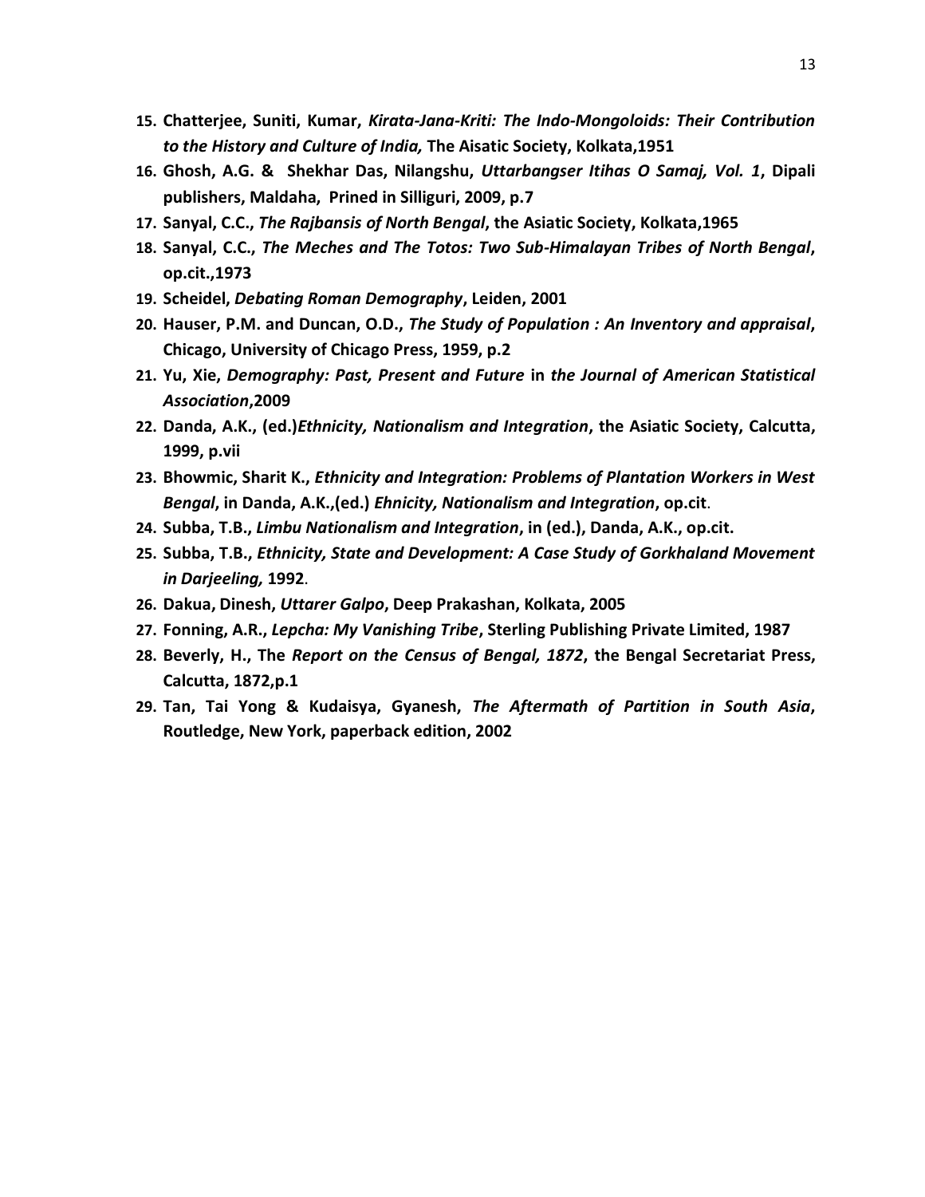15. **Chatterjee, Suniti, Kumar, *Kirata-Jana-Kriti: The Indo-Mongoloids: Their Contribution to the History and Culture of India,* The Aisatic Society, Kolkata,1951**
16. **Ghosh, A.G. & Shekhar Das, Nilangshu, *Uttarbangser Itihas O Samaj, Vol. 1*, Dipali publishers, Maldaha, Prined in Silliguri, 2009, p.7**
17. **Sanyal, C.C., *The Rajbansis of North Bengal*, the Asiatic Society, Kolkata,1965**
18. **Sanyal, C.C., *The Meches and The Totos: Two Sub-Himalayan Tribes of North Bengal*, op.cit.,1973**
19. **Scheidel, *Debating Roman Demography*, Leiden, 2001**
20. **Hauser, P.M. and Duncan, O.D., *The Study of Population : An Inventory and appraisal*, Chicago, University of Chicago Press, 1959, p.2**
21. **Yu, Xie, *Demography: Past, Present and Future* in *the Journal of American Statistical Association*,2009**
22. **Danda, A.K., (ed.)*Ethnicity, Nationalism and Integration*, the Asiatic Society, Calcutta, 1999, p.vii**
23. **Bhowmic, Sharit K., *Ethnicity and Integration: Problems of Plantation Workers in West Bengal*, in Danda, A.K.,(ed.) *Ehnicity, Nationalism and Integration*, op.cit**.
24. **Subba, T.B., *Limbu Nationalism and Integration*, in (ed.), Danda, A.K., op.cit.**
25. **Subba, T.B., *Ethnicity, State and Development: A Case Study of Gorkhaland Movement in Darjeeling,* 1992**.
26. **Dakua, Dinesh, *Uttarer Galpo*, Deep Prakashan, Kolkata, 2005**
27. **Fonning, A.R., *Lepcha: My Vanishing Tribe*, Sterling Publishing Private Limited, 1987**
28. **Beverly, H., The *Report on the Census of Bengal, 1872*, the Bengal Secretariat Press, Calcutta, 1872,p.1**
29. **Tan, Tai Yong & Kudaisya, Gyanesh, *The Aftermath of Partition in South Asia*, Routledge, New York, paperback edition, 2002**